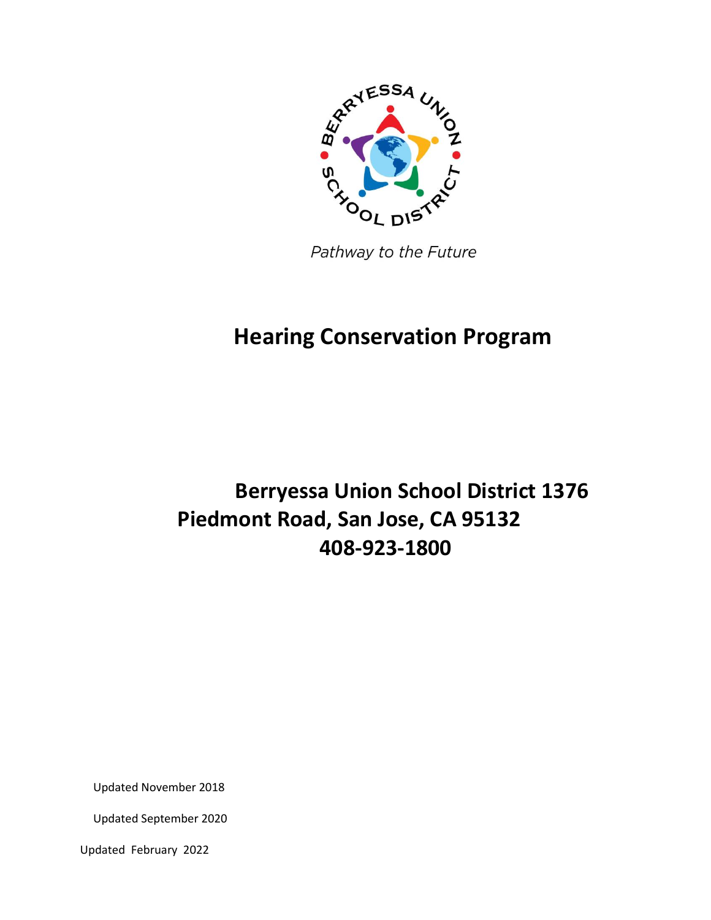BERRYESSA UNION SCHOOL DISTRICT

*Pathway to the Future*

# Hearing Conservation Program

**Berryessa Union School District 1376 Piedmont Road, San Jose, CA 95132**
**408-923-1800**

Updated November 2018

Updated September 2020

Updated February 2022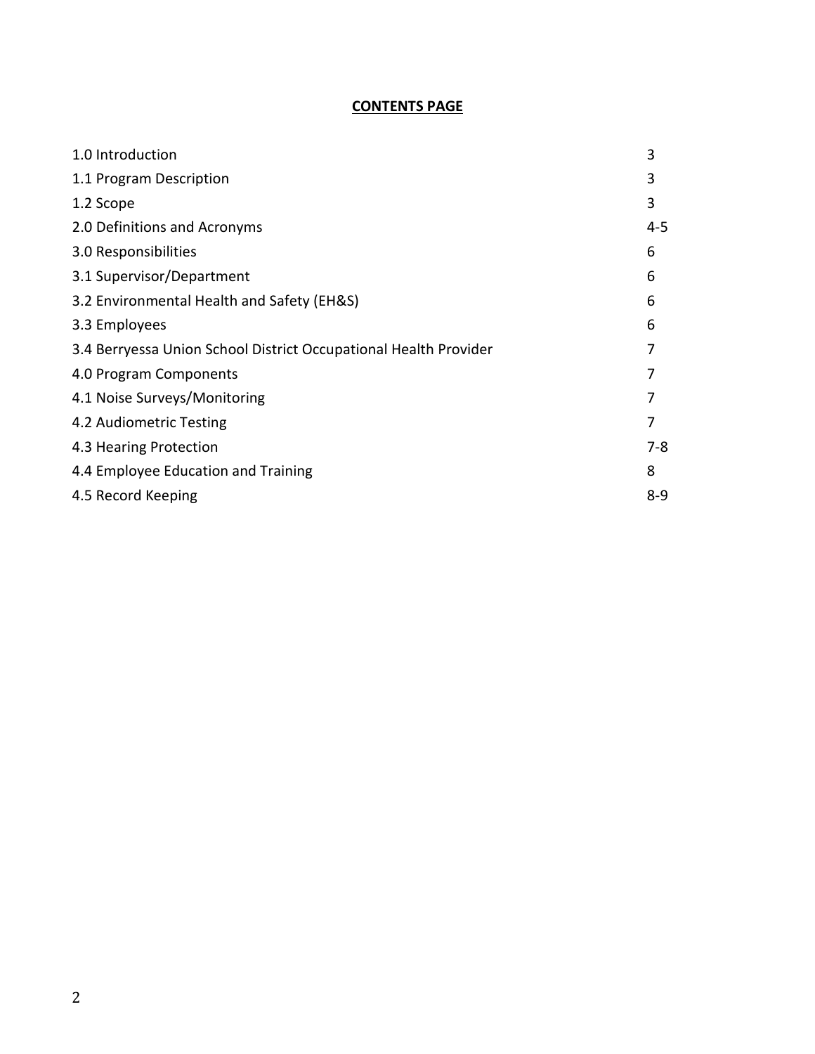**CONTENTS PAGE**

| | |
|---|---|
| 1.0 Introduction | 3 |
| 1.1 Program Description | 3 |
| 1.2 Scope | 3 |
| 2.0 Definitions and Acronyms | 4-5 |
| 3.0 Responsibilities | 6 |
| 3.1 Supervisor/Department | 6 |
| 3.2 Environmental Health and Safety (EH&S) | 6 |
| 3.3 Employees | 6 |
| 3.4 Berryessa Union School District Occupational Health Provider | 7 |
| 4.0 Program Components | 7 |
| 4.1 Noise Surveys/Monitoring | 7 |
| 4.2 Audiometric Testing | 7 |
| 4.3 Hearing Protection | 7-8 |
| 4.4 Employee Education and Training | 8 |
| 4.5 Record Keeping | 8-9 |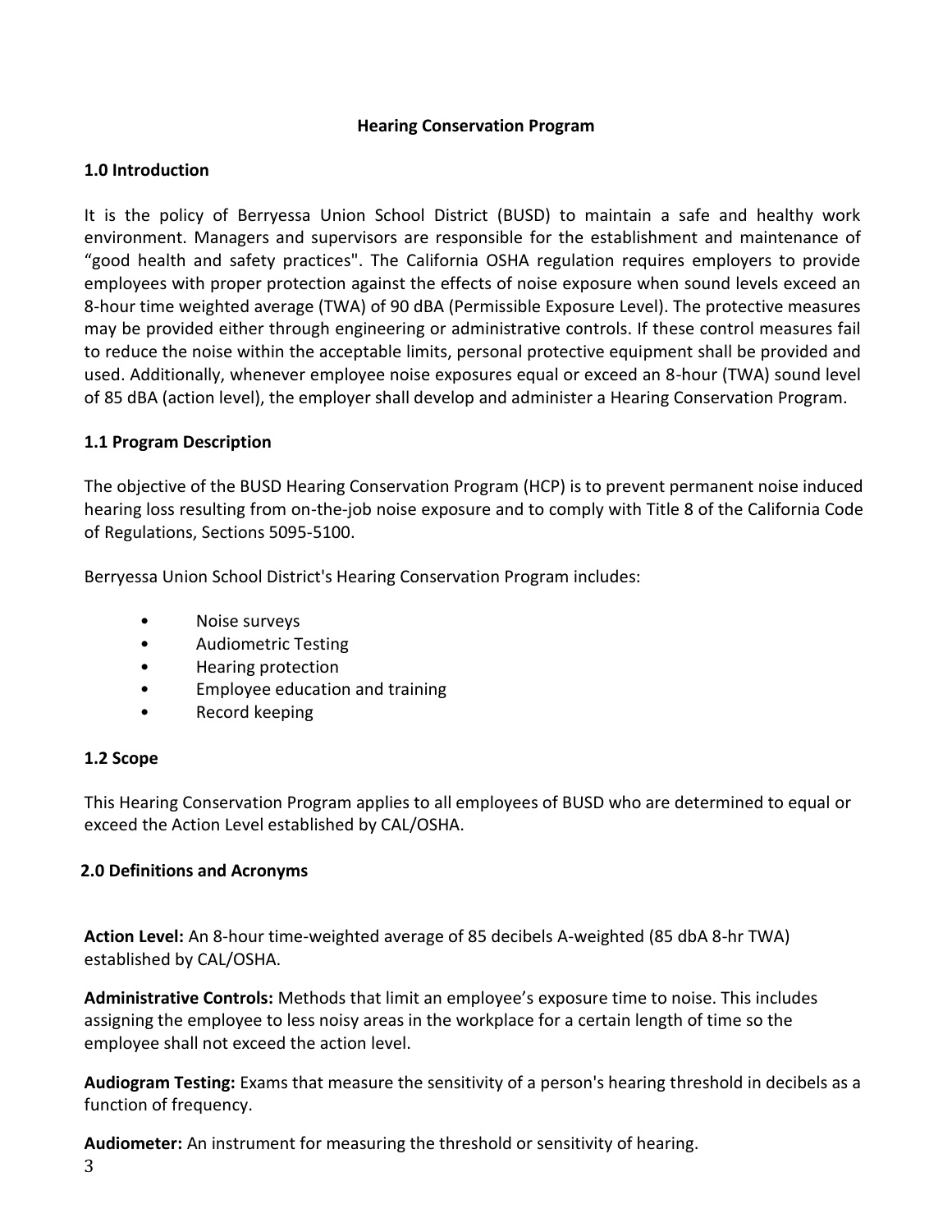# Hearing Conservation Program

## 1.0 Introduction

It is the policy of Berryessa Union School District (BUSD) to maintain a safe and healthy work environment. Managers and supervisors are responsible for the establishment and maintenance of “good health and safety practices". The California OSHA regulation requires employers to provide employees with proper protection against the effects of noise exposure when sound levels exceed an 8-hour time weighted average (TWA) of 90 dBA (Permissible Exposure Level). The protective measures may be provided either through engineering or administrative controls. If these control measures fail to reduce the noise within the acceptable limits, personal protective equipment shall be provided and used. Additionally, whenever employee noise exposures equal or exceed an 8-hour (TWA) sound level of 85 dBA (action level), the employer shall develop and administer a Hearing Conservation Program.

## 1.1 Program Description

The objective of the BUSD Hearing Conservation Program (HCP) is to prevent permanent noise induced hearing loss resulting from on-the-job noise exposure and to comply with Title 8 of the California Code of Regulations, Sections 5095-5100.

Berryessa Union School District's Hearing Conservation Program includes:

- Noise surveys
- Audiometric Testing
- Hearing protection
- Employee education and training
- Record keeping

## 1.2 Scope

This Hearing Conservation Program applies to all employees of BUSD who are determined to equal or exceed the Action Level established by CAL/OSHA.

## 2.0 Definitions and Acronyms

**Action Level:** An 8-hour time-weighted average of 85 decibels A-weighted (85 dbA 8-hr TWA) established by CAL/OSHA.

**Administrative Controls:** Methods that limit an employee’s exposure time to noise. This includes assigning the employee to less noisy areas in the workplace for a certain length of time so the employee shall not exceed the action level.

**Audiogram Testing:** Exams that measure the sensitivity of a person's hearing threshold in decibels as a function of frequency.

**Audiometer:** An instrument for measuring the threshold or sensitivity of hearing.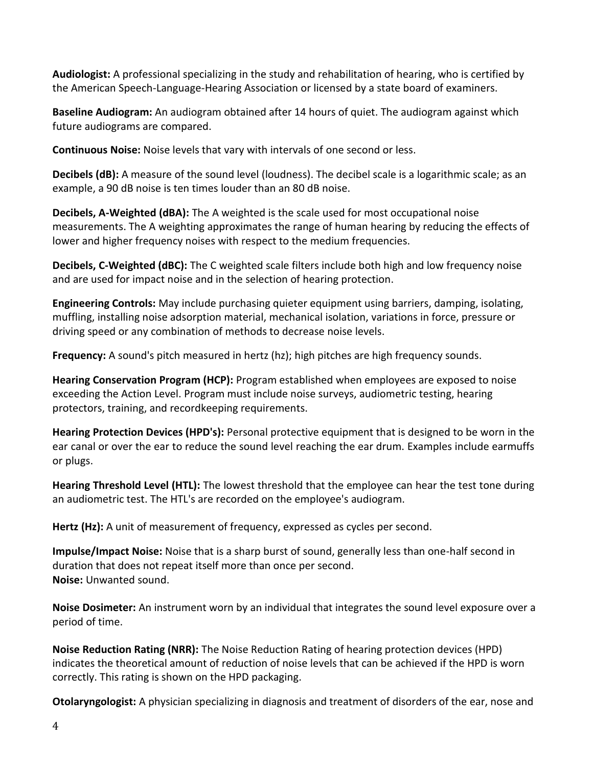**Audiologist:** A professional specializing in the study and rehabilitation of hearing, who is certified by the American Speech-Language-Hearing Association or licensed by a state board of examiners.

**Baseline Audiogram:** An audiogram obtained after 14 hours of quiet. The audiogram against which future audiograms are compared.

**Continuous Noise:** Noise levels that vary with intervals of one second or less.

**Decibels (dB):** A measure of the sound level (loudness). The decibel scale is a logarithmic scale; as an example, a 90 dB noise is ten times louder than an 80 dB noise.

**Decibels, A-Weighted (dBA):** The A weighted is the scale used for most occupational noise measurements. The A weighting approximates the range of human hearing by reducing the effects of lower and higher frequency noises with respect to the medium frequencies.

**Decibels, C-Weighted (dBC):** The C weighted scale filters include both high and low frequency noise and are used for impact noise and in the selection of hearing protection.

**Engineering Controls:** May include purchasing quieter equipment using barriers, damping, isolating, muffling, installing noise adsorption material, mechanical isolation, variations in force, pressure or driving speed or any combination of methods to decrease noise levels.

**Frequency:** A sound's pitch measured in hertz (hz); high pitches are high frequency sounds.

**Hearing Conservation Program (HCP):** Program established when employees are exposed to noise exceeding the Action Level. Program must include noise surveys, audiometric testing, hearing protectors, training, and recordkeeping requirements.

**Hearing Protection Devices (HPD's):** Personal protective equipment that is designed to be worn in the ear canal or over the ear to reduce the sound level reaching the ear drum. Examples include earmuffs or plugs.

**Hearing Threshold Level (HTL):** The lowest threshold that the employee can hear the test tone during an audiometric test. The HTL's are recorded on the employee's audiogram.

**Hertz (Hz):** A unit of measurement of frequency, expressed as cycles per second.

**Impulse/Impact Noise:** Noise that is a sharp burst of sound, generally less than one-half second in duration that does not repeat itself more than once per second.

**Noise:** Unwanted sound.

**Noise Dosimeter:** An instrument worn by an individual that integrates the sound level exposure over a period of time.

**Noise Reduction Rating (NRR):** The Noise Reduction Rating of hearing protection devices (HPD) indicates the theoretical amount of reduction of noise levels that can be achieved if the HPD is worn correctly. This rating is shown on the HPD packaging.

**Otolaryngologist:** A physician specializing in diagnosis and treatment of disorders of the ear, nose and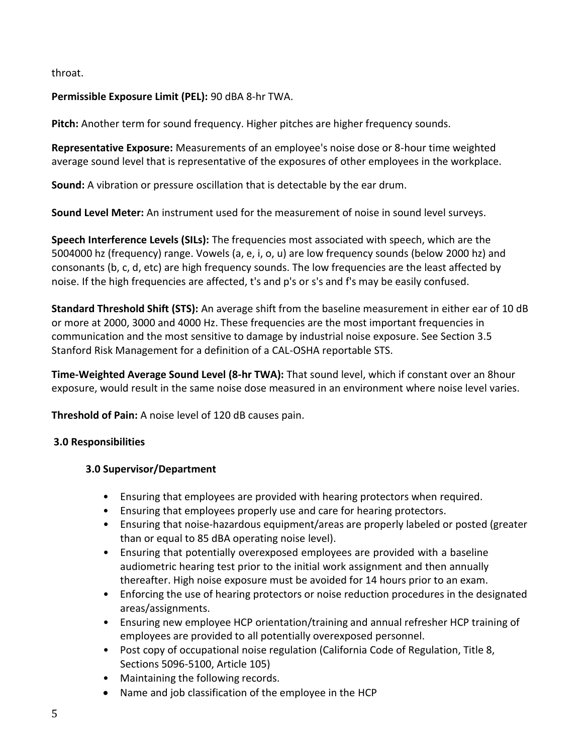throat.

**Permissible Exposure Limit (PEL):** 90 dBA 8-hr TWA.

**Pitch:** Another term for sound frequency. Higher pitches are higher frequency sounds.

**Representative Exposure:** Measurements of an employee's noise dose or 8-hour time weighted average sound level that is representative of the exposures of other employees in the workplace.

**Sound:** A vibration or pressure oscillation that is detectable by the ear drum.

**Sound Level Meter:** An instrument used for the measurement of noise in sound level surveys.

**Speech Interference Levels (SILs):** The frequencies most associated with speech, which are the 5004000 hz (frequency) range. Vowels (a, e, i, o, u) are low frequency sounds (below 2000 hz) and consonants (b, c, d, etc) are high frequency sounds. The low frequencies are the least affected by noise. If the high frequencies are affected, t's and p's or s's and f's may be easily confused.

**Standard Threshold Shift (STS):** An average shift from the baseline measurement in either ear of 10 dB or more at 2000, 3000 and 4000 Hz. These frequencies are the most important frequencies in communication and the most sensitive to damage by industrial noise exposure. See Section 3.5 Stanford Risk Management for a definition of a CAL-OSHA reportable STS.

**Time-Weighted Average Sound Level (8-hr TWA):** That sound level, which if constant over an 8hour exposure, would result in the same noise dose measured in an environment where noise level varies.

**Threshold of Pain:** A noise level of 120 dB causes pain.

## 3.0 Responsibilities

### 3.0 Supervisor/Department

- Ensuring that employees are provided with hearing protectors when required.
- Ensuring that employees properly use and care for hearing protectors.
- Ensuring that noise-hazardous equipment/areas are properly labeled or posted (greater than or equal to 85 dBA operating noise level).
- Ensuring that potentially overexposed employees are provided with a baseline audiometric hearing test prior to the initial work assignment and then annually thereafter. High noise exposure must be avoided for 14 hours prior to an exam.
- Enforcing the use of hearing protectors or noise reduction procedures in the designated areas/assignments.
- Ensuring new employee HCP orientation/training and annual refresher HCP training of employees are provided to all potentially overexposed personnel.
- Post copy of occupational noise regulation (California Code of Regulation, Title 8, Sections 5096-5100, Article 105)
- Maintaining the following records.
- Name and job classification of the employee in the HCP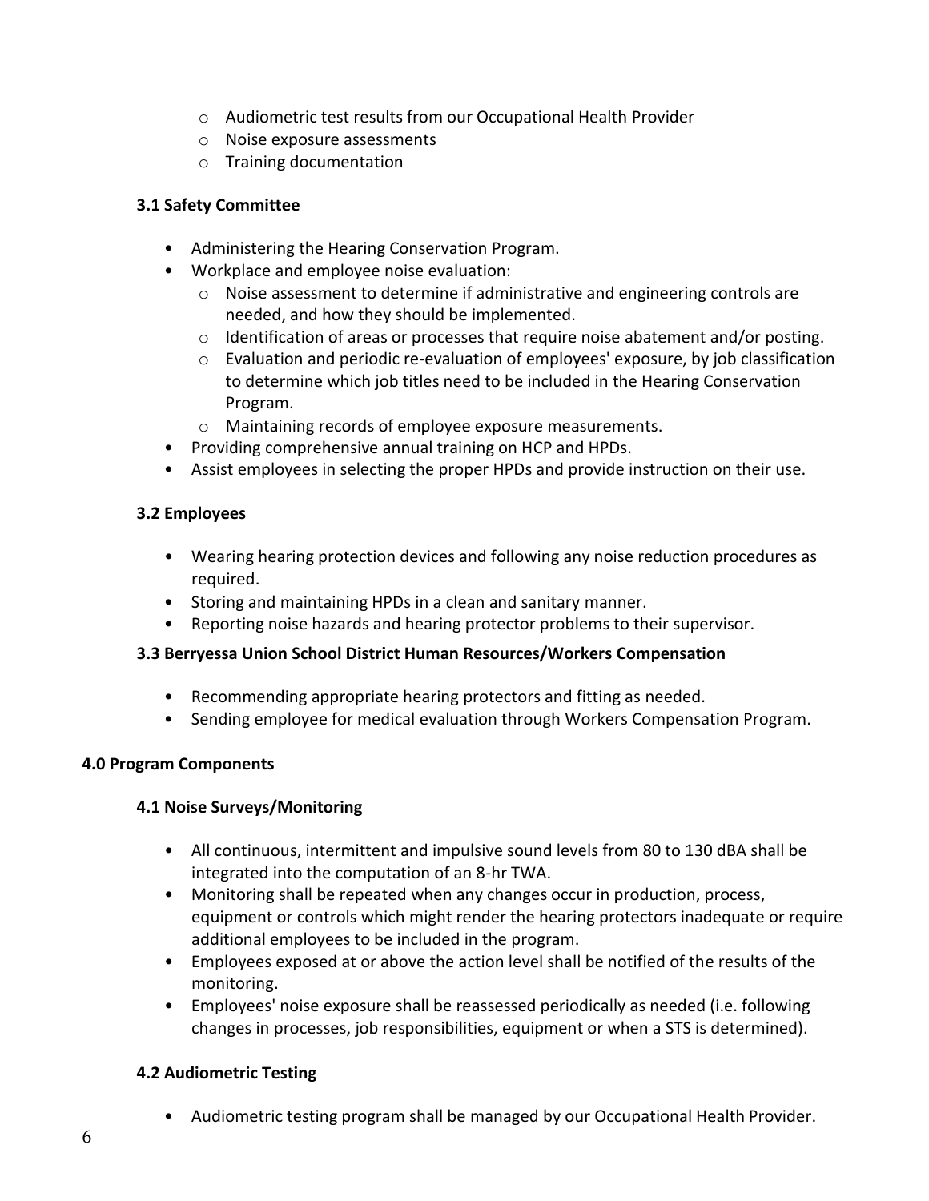- Audiometric test results from our Occupational Health Provider
    - Noise exposure assessments
    - Training documentation

### 3.1 Safety Committee

- Administering the Hearing Conservation Program.
- Workplace and employee noise evaluation:
    - Noise assessment to determine if administrative and engineering controls are needed, and how they should be implemented.
    - Identification of areas or processes that require noise abatement and/or posting.
    - Evaluation and periodic re-evaluation of employees' exposure, by job classification to determine which job titles need to be included in the Hearing Conservation Program.
    - Maintaining records of employee exposure measurements.
- Providing comprehensive annual training on HCP and HPDs.
- Assist employees in selecting the proper HPDs and provide instruction on their use.

### 3.2 Employees

- Wearing hearing protection devices and following any noise reduction procedures as required.
- Storing and maintaining HPDs in a clean and sanitary manner.
- Reporting noise hazards and hearing protector problems to their supervisor.

### 3.3 Berryessa Union School District Human Resources/Workers Compensation

- Recommending appropriate hearing protectors and fitting as needed.
- Sending employee for medical evaluation through Workers Compensation Program.

## 4.0 Program Components

### 4.1 Noise Surveys/Monitoring

- All continuous, intermittent and impulsive sound levels from 80 to 130 dBA shall be integrated into the computation of an 8-hr TWA.
- Monitoring shall be repeated when any changes occur in production, process, equipment or controls which might render the hearing protectors inadequate or require additional employees to be included in the program.
- Employees exposed at or above the action level shall be notified of the results of the monitoring.
- Employees' noise exposure shall be reassessed periodically as needed (i.e. following changes in processes, job responsibilities, equipment or when a STS is determined).

### 4.2 Audiometric Testing

- Audiometric testing program shall be managed by our Occupational Health Provider.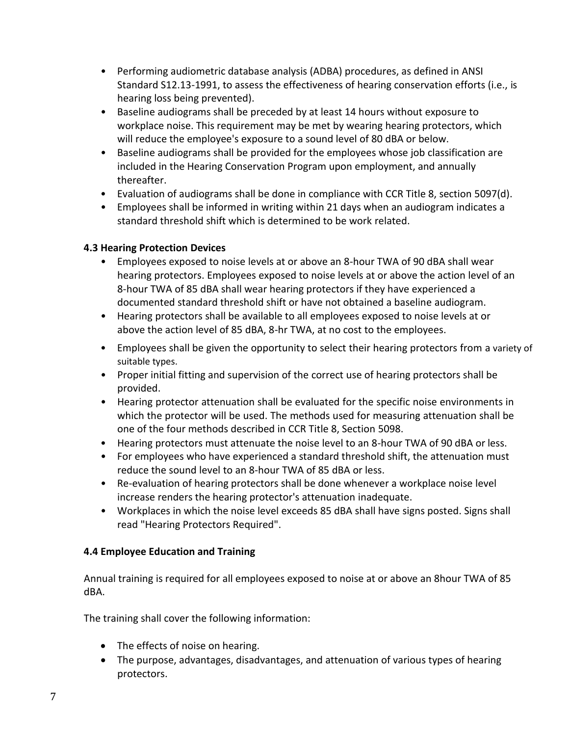- Performing audiometric database analysis (ADBA) procedures, as defined in ANSI Standard S12.13-1991, to assess the effectiveness of hearing conservation efforts (i.e., is hearing loss being prevented).
- Baseline audiograms shall be preceded by at least 14 hours without exposure to workplace noise. This requirement may be met by wearing hearing protectors, which will reduce the employee's exposure to a sound level of 80 dBA or below.
- Baseline audiograms shall be provided for the employees whose job classification are included in the Hearing Conservation Program upon employment, and annually thereafter.
- Evaluation of audiograms shall be done in compliance with CCR Title 8, section 5097(d).
- Employees shall be informed in writing within 21 days when an audiogram indicates a standard threshold shift which is determined to be work related.

### 4.3 Hearing Protection Devices

- Employees exposed to noise levels at or above an 8-hour TWA of 90 dBA shall wear hearing protectors. Employees exposed to noise levels at or above the action level of an 8-hour TWA of 85 dBA shall wear hearing protectors if they have experienced a documented standard threshold shift or have not obtained a baseline audiogram.
- Hearing protectors shall be available to all employees exposed to noise levels at or above the action level of 85 dBA, 8-hr TWA, at no cost to the employees.
- Employees shall be given the opportunity to select their hearing protectors from a variety of suitable types.
- Proper initial fitting and supervision of the correct use of hearing protectors shall be provided.
- Hearing protector attenuation shall be evaluated for the specific noise environments in which the protector will be used. The methods used for measuring attenuation shall be one of the four methods described in CCR Title 8, Section 5098.
- Hearing protectors must attenuate the noise level to an 8-hour TWA of 90 dBA or less.
- For employees who have experienced a standard threshold shift, the attenuation must reduce the sound level to an 8-hour TWA of 85 dBA or less.
- Re-evaluation of hearing protectors shall be done whenever a workplace noise level increase renders the hearing protector's attenuation inadequate.
- Workplaces in which the noise level exceeds 85 dBA shall have signs posted. Signs shall read "Hearing Protectors Required".

### 4.4 Employee Education and Training

Annual training is required for all employees exposed to noise at or above an 8hour TWA of 85 dBA.

The training shall cover the following information:

- The effects of noise on hearing.
- The purpose, advantages, disadvantages, and attenuation of various types of hearing protectors.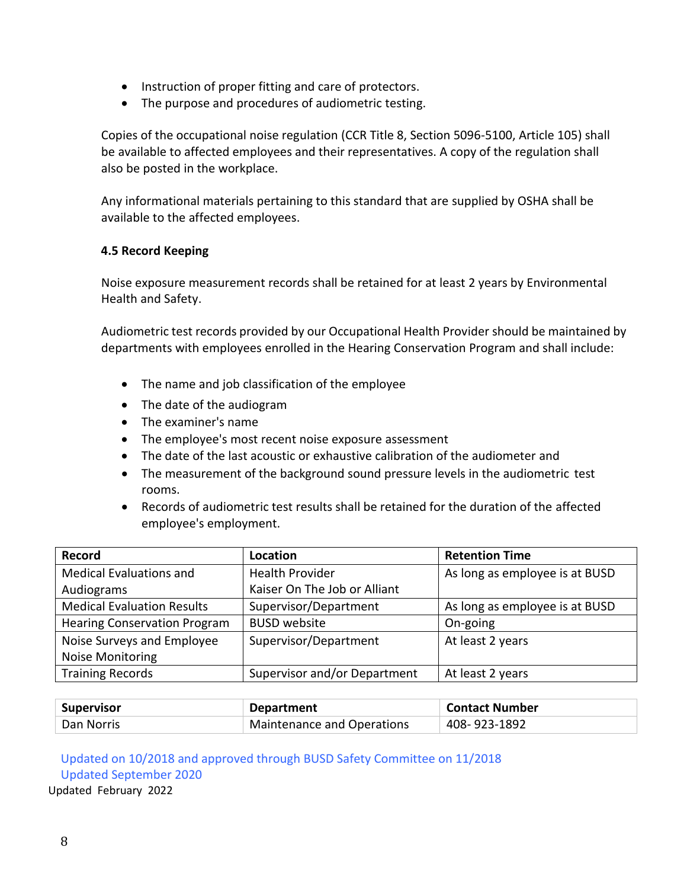- Instruction of proper fitting and care of protectors.
- The purpose and procedures of audiometric testing.

Copies of the occupational noise regulation (CCR Title 8, Section 5096-5100, Article 105) shall be available to affected employees and their representatives. A copy of the regulation shall also be posted in the workplace.

Any informational materials pertaining to this standard that are supplied by OSHA shall be available to the affected employees.

### 4.5 Record Keeping

Noise exposure measurement records shall be retained for at least 2 years by Environmental Health and Safety.

Audiometric test records provided by our Occupational Health Provider should be maintained by departments with employees enrolled in the Hearing Conservation Program and shall include:

- The name and job classification of the employee
- The date of the audiogram
- The examiner's name
- The employee's most recent noise exposure assessment
- The date of the last acoustic or exhaustive calibration of the audiometer and
- The measurement of the background sound pressure levels in the audiometric test rooms.
- Records of audiometric test results shall be retained for the duration of the affected employee's employment.

| Record | Location | Retention Time |
|---|---|---|
| Medical Evaluations and Audiograms | Health Provider Kaiser On The Job or Alliant | As long as employee is at BUSD |
| Medical Evaluation Results | Supervisor/Department | As long as employee is at BUSD |
| Hearing Conservation Program | BUSD website | On-going |
| Noise Surveys and Employee Noise Monitoring | Supervisor/Department | At least 2 years |
| Training Records | Supervisor and/or Department | At least 2 years |

| Supervisor | Department | Contact Number |
|---|---|---|
| Dan Norris | Maintenance and Operations | 408- 923-1892 |

Updated on 10/2018 and approved through BUSD Safety Committee on 11/2018
Updated September 2020
Updated February 2022